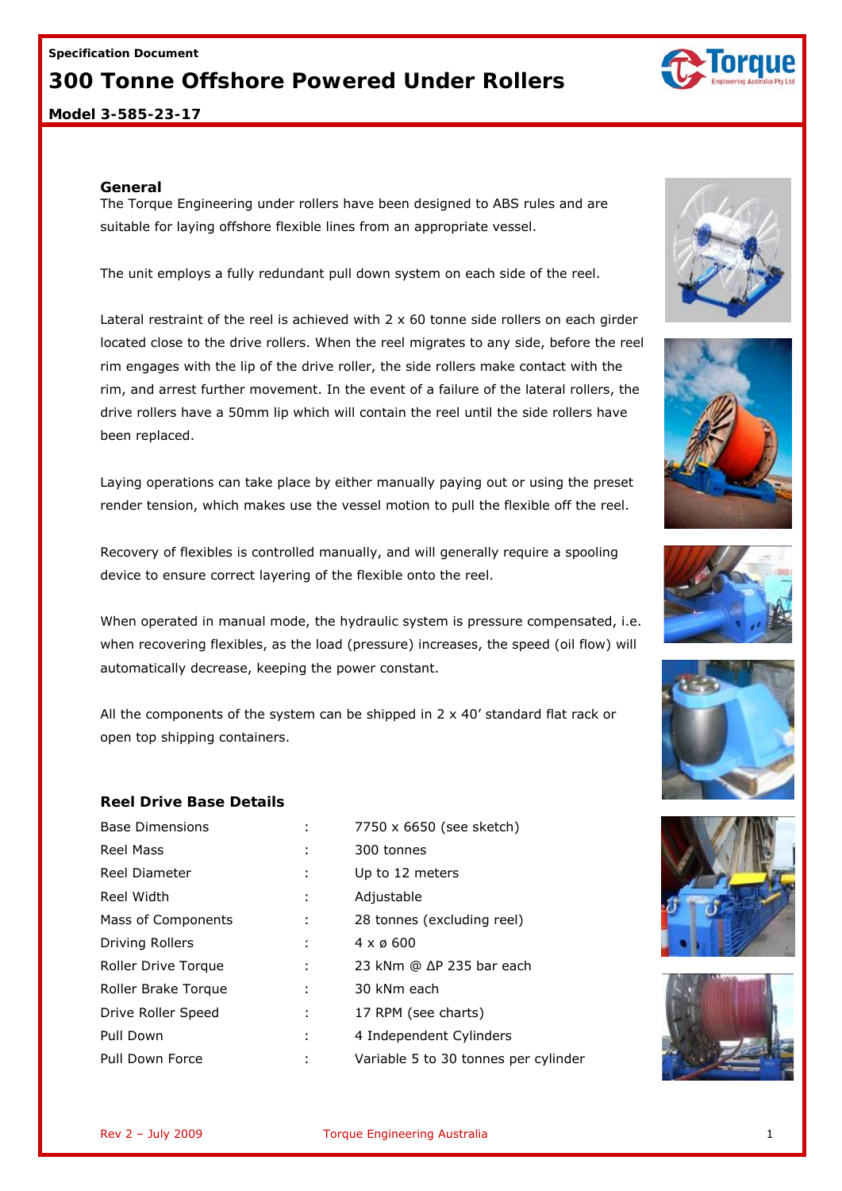**Specification Document**

# 300 Tonne Offshore Powered Under Rollers

**Model 3-585-23-17**

## General

The Torque Engineering under rollers have been designed to ABS rules and are suitable for laying offshore flexible lines from an appropriate vessel.

The unit employs a fully redundant pull down system on each side of the reel.

Lateral restraint of the reel is achieved with 2 x 60 tonne side rollers on each girder located close to the drive rollers. When the reel migrates to any side, before the reel rim engages with the lip of the drive roller, the side rollers make contact with the rim, and arrest further movement. In the event of a failure of the lateral rollers, the drive rollers have a 50mm lip which will contain the reel until the side rollers have been replaced.

Laying operations can take place by either manually paying out or using the preset render tension, which makes use the vessel motion to pull the flexible off the reel.

Recovery of flexibles is controlled manually, and will generally require a spooling device to ensure correct layering of the flexible onto the reel.

When operated in manual mode, the hydraulic system is pressure compensated, i.e. when recovering flexibles, as the load (pressure) increases, the speed (oil flow) will automatically decrease, keeping the power constant.

All the components of the system can be shipped in 2 x 40' standard flat rack or open top shipping containers.

## Reel Drive Base Details

| | | |
|---|---|---|
| Base Dimensions | : | 7750 x 6650 (see sketch) |
| Reel Mass | : | 300 tonnes |
| Reel Diameter | : | Up to 12 meters |
| Reel Width | : | Adjustable |
| Mass of Components | : | 28 tonnes (excluding reel) |
| Driving Rollers | : | 4 x ø 600 |
| Roller Drive Torque | : | 23 kNm @ ΔP 235 bar each |
| Roller Brake Torque | : | 30 kNm each |
| Drive Roller Speed | : | 17 RPM (see charts) |
| Pull Down | : | 4 Independent Cylinders |
| Pull Down Force | : | Variable 5 to 30 tonnes per cylinder |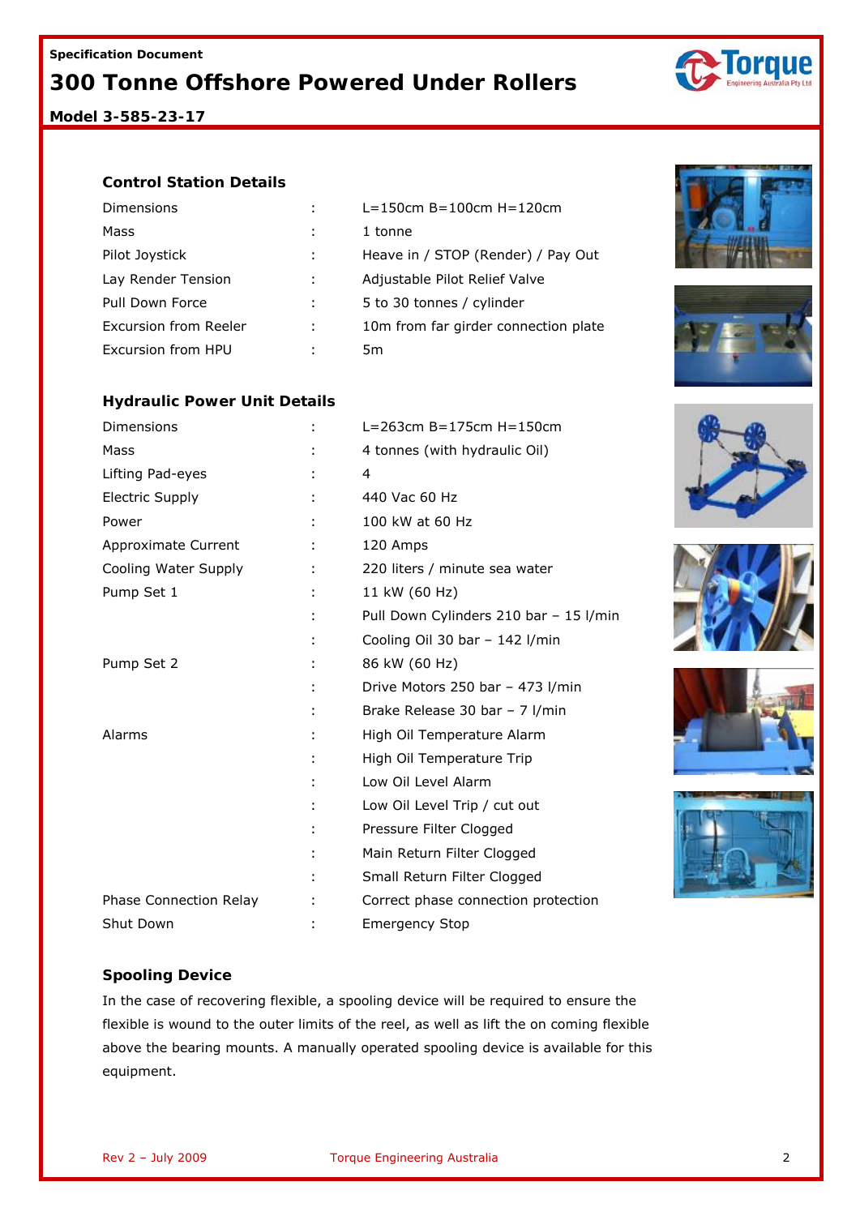**Specification Document**

# 300 Tonne Offshore Powered Under Rollers

**Model 3-585-23-17**

### Control Station Details

| | | |
|---|---|---|
| Dimensions | : | L=150cm B=100cm H=120cm |
| Mass | : | 1 tonne |
| Pilot Joystick | : | Heave in / STOP (Render) / Pay Out |
| Lay Render Tension | : | Adjustable Pilot Relief Valve |
| Pull Down Force | : | 5 to 30 tonnes / cylinder |
| Excursion from Reeler | : | 10m from far girder connection plate |
| Excursion from HPU | : | 5m |

### Hydraulic Power Unit Details

| | | |
|---|---|---|
| Dimensions | : | L=263cm B=175cm H=150cm |
| Mass | : | 4 tonnes (with hydraulic Oil) |
| Lifting Pad-eyes | : | 4 |
| Electric Supply | : | 440 Vac 60 Hz |
| Power | : | 100 kW at 60 Hz |
| Approximate Current | : | 120 Amps |
| Cooling Water Supply | : | 220 liters / minute sea water |
| Pump Set 1 | : | 11 kW (60 Hz) |
| | : | Pull Down Cylinders 210 bar – 15 l/min |
| | : | Cooling Oil 30 bar – 142 l/min |
| Pump Set 2 | : | 86 kW (60 Hz) |
| | : | Drive Motors 250 bar – 473 l/min |
| | : | Brake Release 30 bar – 7 l/min |
| Alarms | : | High Oil Temperature Alarm |
| | : | High Oil Temperature Trip |
| | : | Low Oil Level Alarm |
| | : | Low Oil Level Trip / cut out |
| | : | Pressure Filter Clogged |
| | : | Main Return Filter Clogged |
| | : | Small Return Filter Clogged |
| Phase Connection Relay | : | Correct phase connection protection |
| Shut Down | : | Emergency Stop |

### Spooling Device

In the case of recovering flexible, a spooling device will be required to ensure the flexible is wound to the outer limits of the reel, as well as lift the on coming flexible above the bearing mounts. A manually operated spooling device is available for this equipment.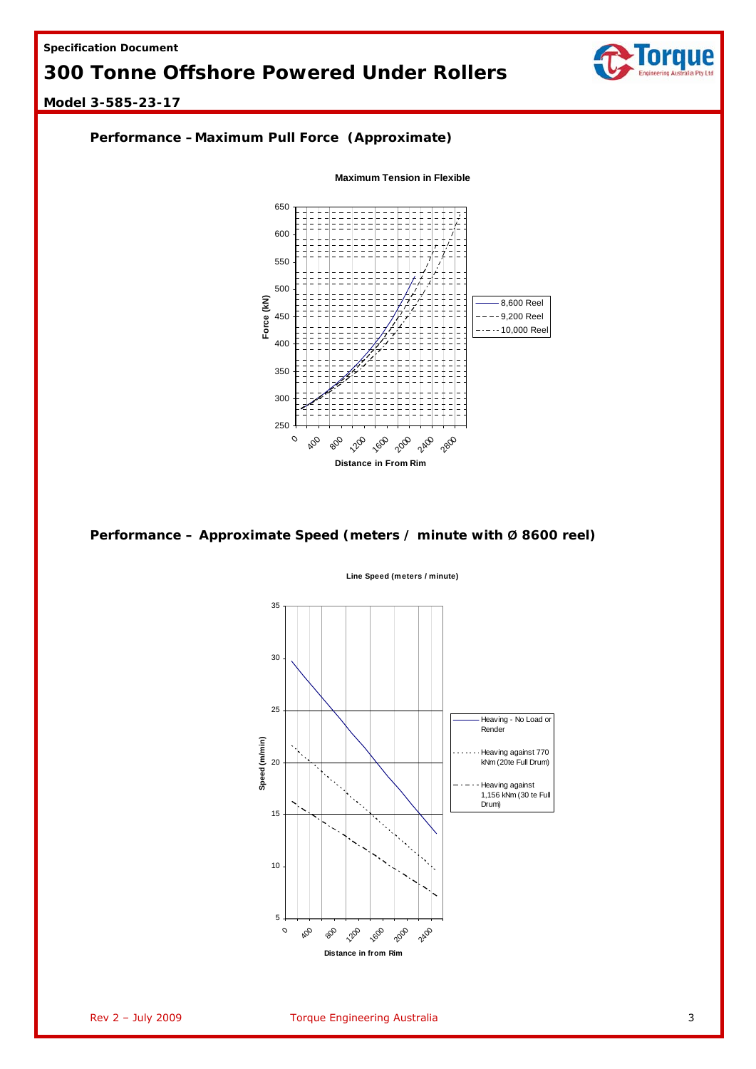## Performance – Maximum Pull Force (Approximate)

## Performance – Approximate Speed (meters / minute with Ø 8600 reel)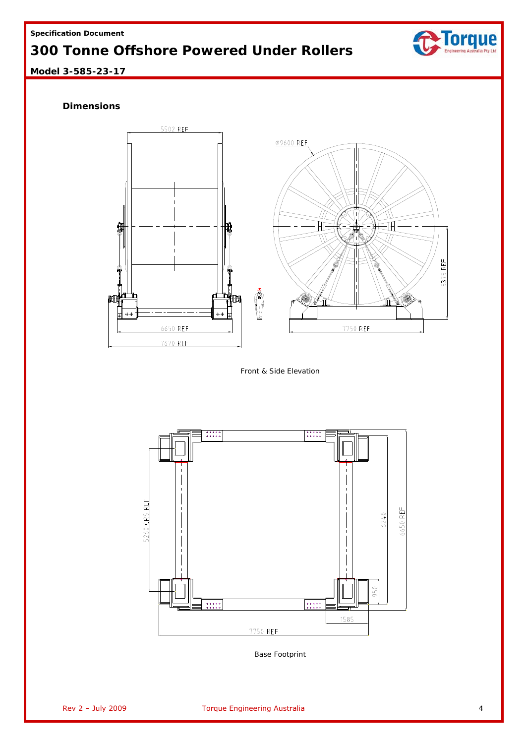**Specification Document**

# 300 Tonne Offshore Powered Under Rollers

**Model 3-585-23-17**

### Dimensions

5502 REF

Ø9600 REF

5375 REF

6650 REF

7670 REF

7750 REF

Front & Side Elevation

5260 CRS REF

6240

6650 REF

950

1585

7750 REF

Base Footprint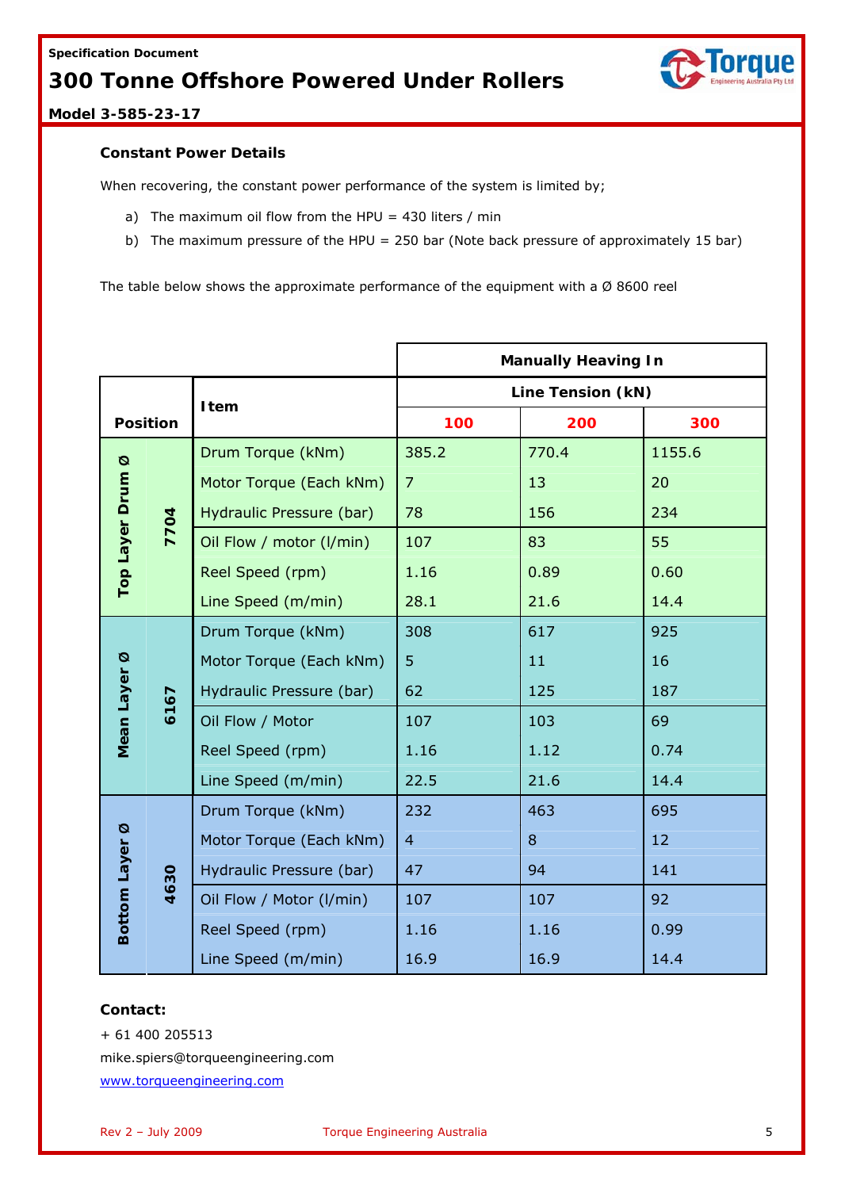Specification Document

# 300 Tonne Offshore Powered Under Rollers

**Model 3-585-23-17**

### Constant Power Details

When recovering, the constant power performance of the system is limited by;

a) The maximum oil flow from the HPU = 430 liters / min

b) The maximum pressure of the HPU = 250 bar (Note back pressure of approximately 15 bar)

The table below shows the approximate performance of the equipment with a Ø 8600 reel

| Position | | Item | Manually Heaving In | | |
|---|---|---|---|---|---|
| | | | Line Tension (kN) | | |
| | | | 100 | 200 | 300 |
| Top Layer Drum Ø | 7704 | Drum Torque (kNm) | 385.2 | 770.4 | 1155.6 |
| | | Motor Torque (Each kNm) | 7 | 13 | 20 |
| | | Hydraulic Pressure (bar) | 78 | 156 | 234 |
| | | Oil Flow / motor (l/min) | 107 | 83 | 55 |
| | | Reel Speed (rpm) | 1.16 | 0.89 | 0.60 |
| | | Line Speed (m/min) | 28.1 | 21.6 | 14.4 |
| Mean Layer Ø | 6167 | Drum Torque (kNm) | 308 | 617 | 925 |
| | | Motor Torque (Each kNm) | 5 | 11 | 16 |
| | | Hydraulic Pressure (bar) | 62 | 125 | 187 |
| | | Oil Flow / Motor | 107 | 103 | 69 |
| | | Reel Speed (rpm) | 1.16 | 1.12 | 0.74 |
| | | Line Speed (m/min) | 22.5 | 21.6 | 14.4 |
| Bottom Layer Ø | 4630 | Drum Torque (kNm) | 232 | 463 | 695 |
| | | Motor Torque (Each kNm) | 4 | 8 | 12 |
| | | Hydraulic Pressure (bar) | 47 | 94 | 141 |
| | | Oil Flow / Motor (l/min) | 107 | 107 | 92 |
| | | Reel Speed (rpm) | 1.16 | 1.16 | 0.99 |
| | | Line Speed (m/min) | 16.9 | 16.9 | 14.4 |

**Contact:**

+ 61 400 205513

mike.spiers@torqueengineering.com

www.torqueengineering.com

Rev 2 – July 2009 Torque Engineering Australia